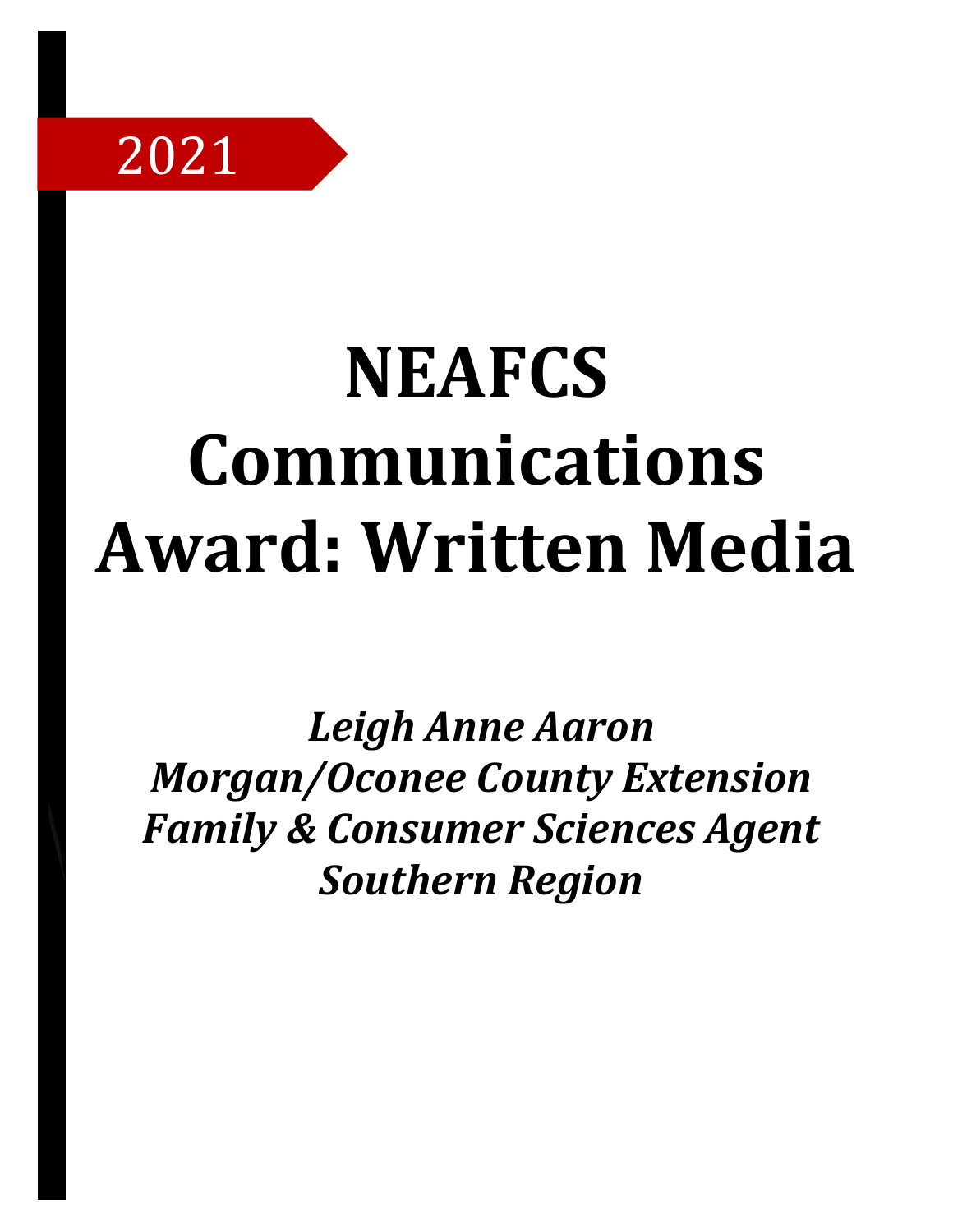2021

# NEAFCS Communications Award: Written Media

***Leigh Anne Aaron***
***Morgan/Oconee County Extension***
***Family & Consumer Sciences Agent***
***Southern Region***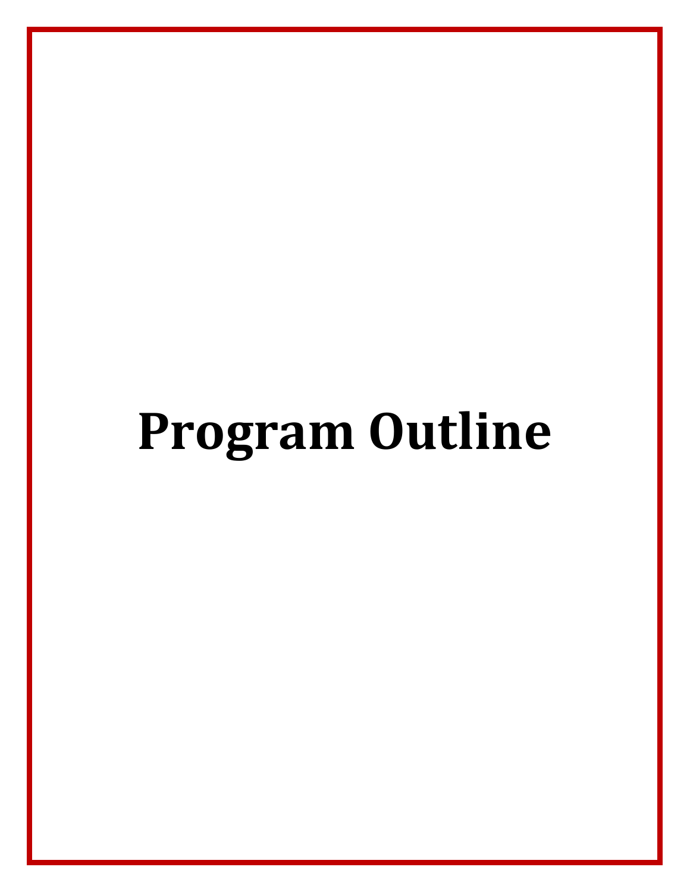# Program Outline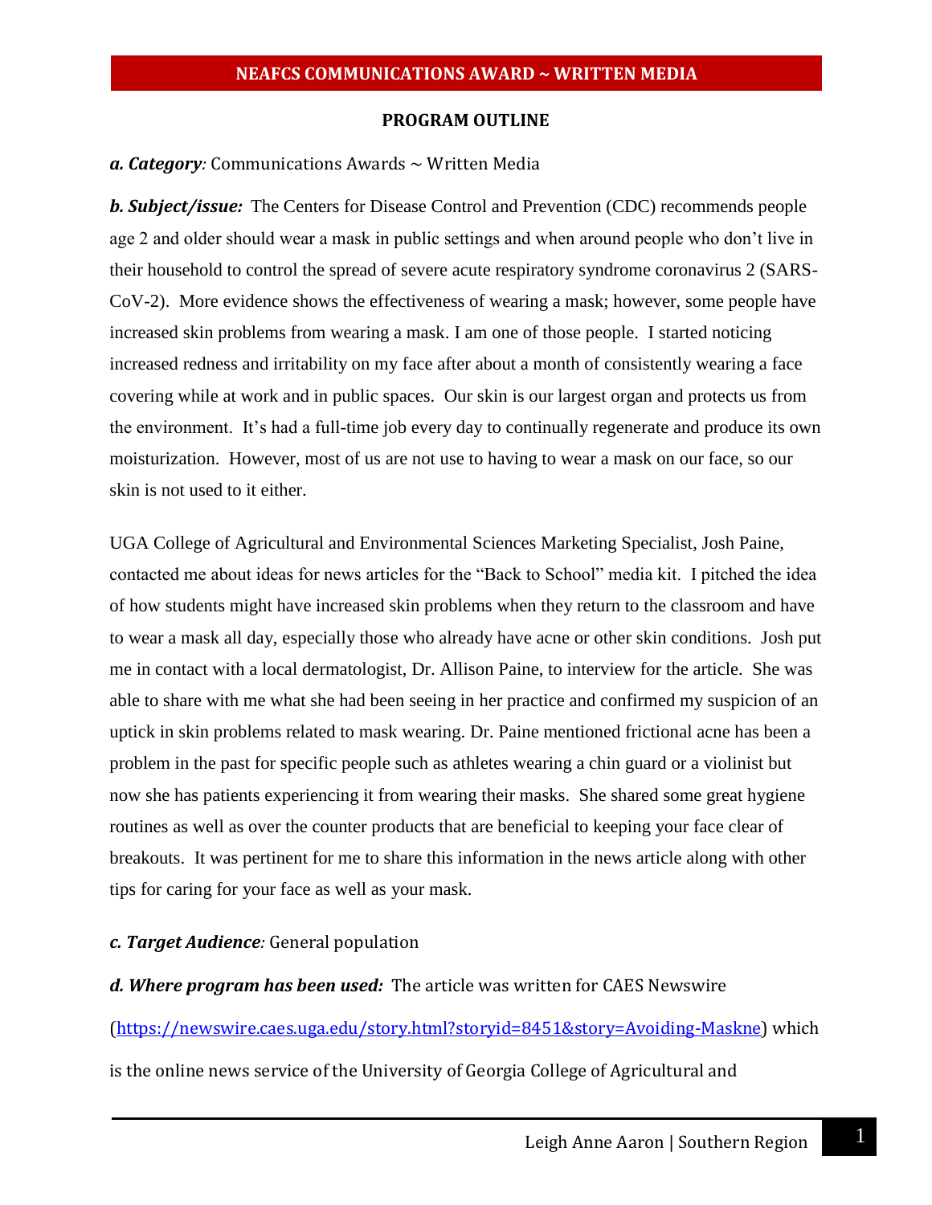**NEAFCS COMMUNICATIONS AWARD ~ WRITTEN MEDIA**

**PROGRAM OUTLINE**

***a. Category:*** Communications Awards ~ Written Media

***b. Subject/issue:*** The Centers for Disease Control and Prevention (CDC) recommends people age 2 and older should wear a mask in public settings and when around people who don't live in their household to control the spread of severe acute respiratory syndrome coronavirus 2 (SARS-CoV-2). More evidence shows the effectiveness of wearing a mask; however, some people have increased skin problems from wearing a mask. I am one of those people. I started noticing increased redness and irritability on my face after about a month of consistently wearing a face covering while at work and in public spaces. Our skin is our largest organ and protects us from the environment. It's had a full-time job every day to continually regenerate and produce its own moisturization. However, most of us are not use to having to wear a mask on our face, so our skin is not used to it either.

UGA College of Agricultural and Environmental Sciences Marketing Specialist, Josh Paine, contacted me about ideas for news articles for the "Back to School" media kit. I pitched the idea of how students might have increased skin problems when they return to the classroom and have to wear a mask all day, especially those who already have acne or other skin conditions. Josh put me in contact with a local dermatologist, Dr. Allison Paine, to interview for the article. She was able to share with me what she had been seeing in her practice and confirmed my suspicion of an uptick in skin problems related to mask wearing. Dr. Paine mentioned frictional acne has been a problem in the past for specific people such as athletes wearing a chin guard or a violinist but now she has patients experiencing it from wearing their masks. She shared some great hygiene routines as well as over the counter products that are beneficial to keeping your face clear of breakouts. It was pertinent for me to share this information in the news article along with other tips for caring for your face as well as your mask.

***c. Target Audience:*** General population

***d. Where program has been used:*** The article was written for CAES Newswire ([https://newswire.caes.uga.edu/story.html?storyid=8451&story=Avoiding-Maskne](https://newswire.caes.uga.edu/story.html?storyid=8451&story=Avoiding-Maskne)) which is the online news service of the University of Georgia College of Agricultural and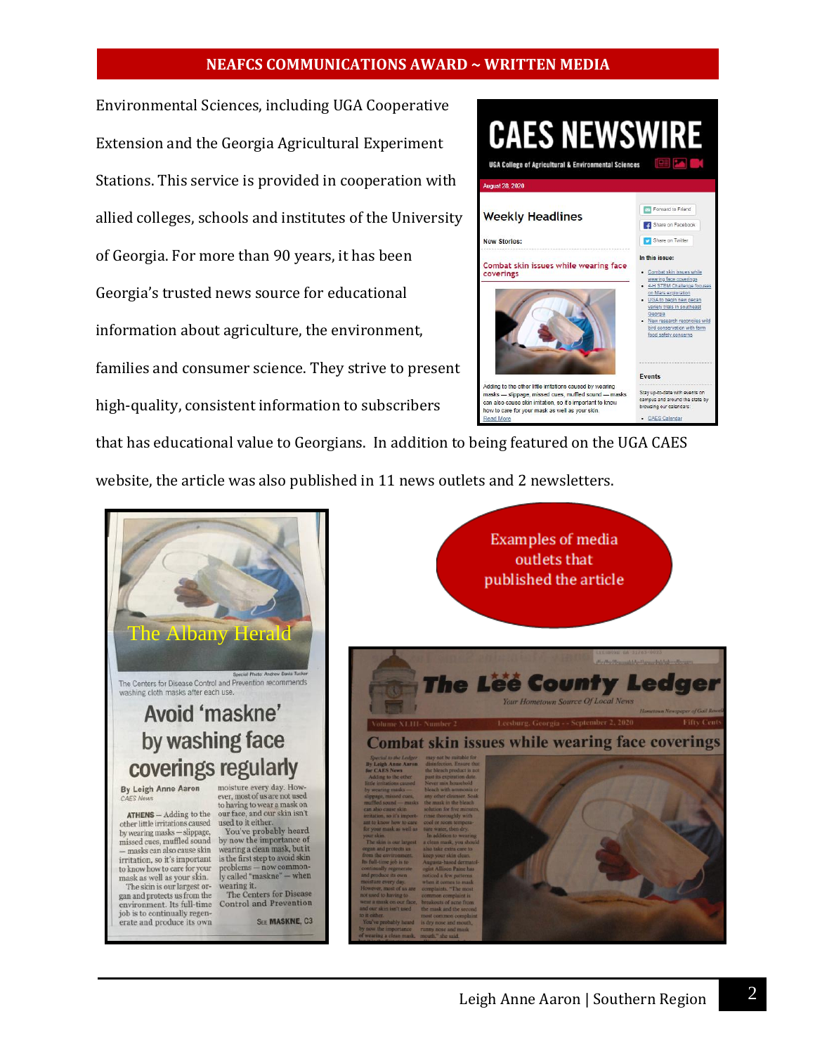# NEAFCS COMMUNICATIONS AWARD ~ WRITTEN MEDIA

Environmental Sciences, including UGA Cooperative Extension and the Georgia Agricultural Experiment Stations. This service is provided in cooperation with allied colleges, schools and institutes of the University of Georgia. For more than 90 years, it has been Georgia's trusted news source for educational information about agriculture, the environment, families and consumer science. They strive to present high-quality, consistent information to subscribers that has educational value to Georgians. In addition to being featured on the UGA CAES website, the article was also published in 11 news outlets and 2 newsletters.

Examples of media outlets that published the article

The Albany Herald

The Lee County Ledger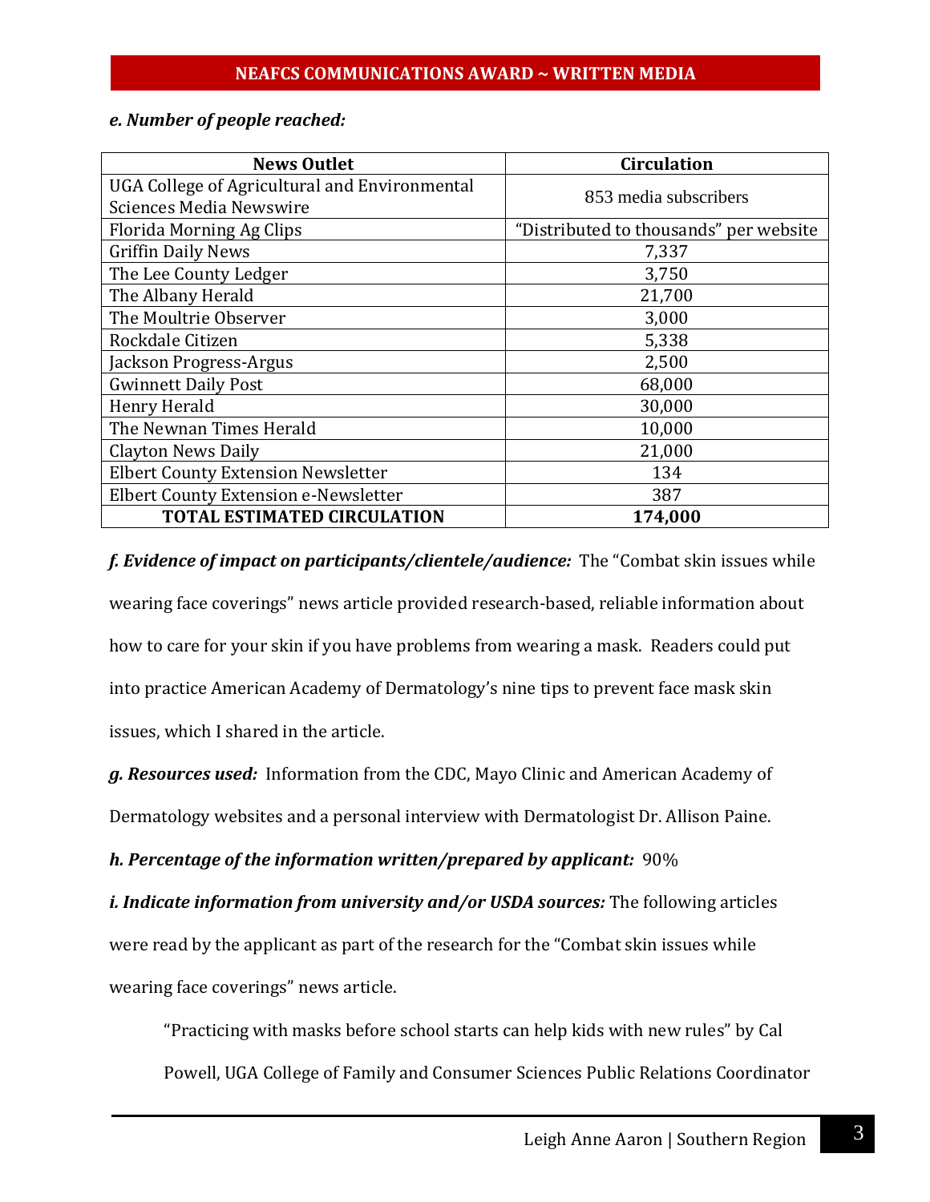**NEAFCS COMMUNICATIONS AWARD ~ WRITTEN MEDIA**

***e. Number of people reached:***

| News Outlet | Circulation |
|---|---|
| UGA College of Agricultural and Environmental Sciences Media Newswire | 853 media subscribers |
| Florida Morning Ag Clips | "Distributed to thousands" per website |
| Griffin Daily News | 7,337 |
| The Lee County Ledger | 3,750 |
| The Albany Herald | 21,700 |
| The Moultrie Observer | 3,000 |
| Rockdale Citizen | 5,338 |
| Jackson Progress-Argus | 2,500 |
| Gwinnett Daily Post | 68,000 |
| Henry Herald | 30,000 |
| The Newnan Times Herald | 10,000 |
| Clayton News Daily | 21,000 |
| Elbert County Extension Newsletter | 134 |
| Elbert County Extension e-Newsletter | 387 |
| **TOTAL ESTIMATED CIRCULATION** | **174,000** |

***f. Evidence of impact on participants/clientele/audience:*** The "Combat skin issues while wearing face coverings" news article provided research-based, reliable information about how to care for your skin if you have problems from wearing a mask. Readers could put into practice American Academy of Dermatology's nine tips to prevent face mask skin issues, which I shared in the article.

***g. Resources used:*** Information from the CDC, Mayo Clinic and American Academy of Dermatology websites and a personal interview with Dermatologist Dr. Allison Paine.

***h. Percentage of the information written/prepared by applicant:*** 90%

***i. Indicate information from university and/or USDA sources:*** The following articles were read by the applicant as part of the research for the "Combat skin issues while wearing face coverings" news article.

"Practicing with masks before school starts can help kids with new rules" by Cal Powell, UGA College of Family and Consumer Sciences Public Relations Coordinator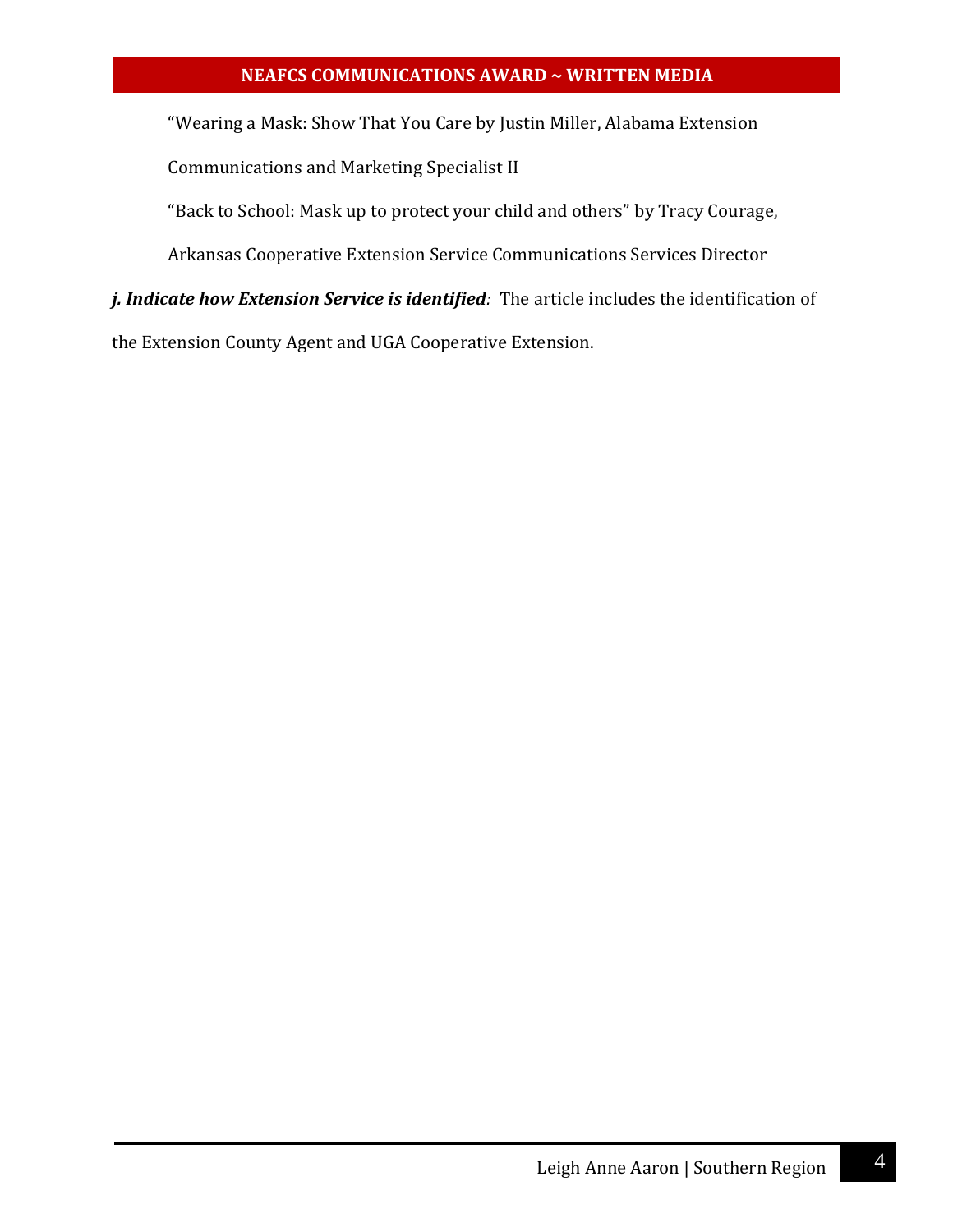"Wearing a Mask: Show That You Care by Justin Miller, Alabama Extension Communications and Marketing Specialist II

"Back to School: Mask up to protect your child and others" by Tracy Courage, Arkansas Cooperative Extension Service Communications Services Director

***j. Indicate how Extension Service is identified**:* The article includes the identification of the Extension County Agent and UGA Cooperative Extension.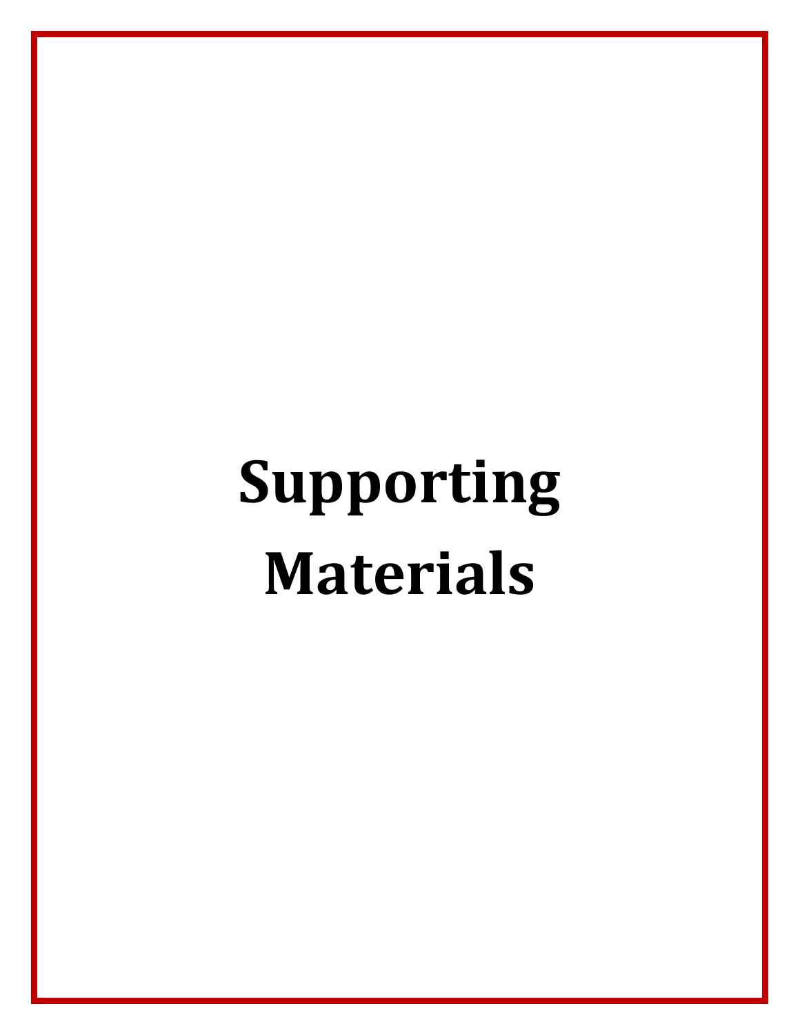# Supporting Materials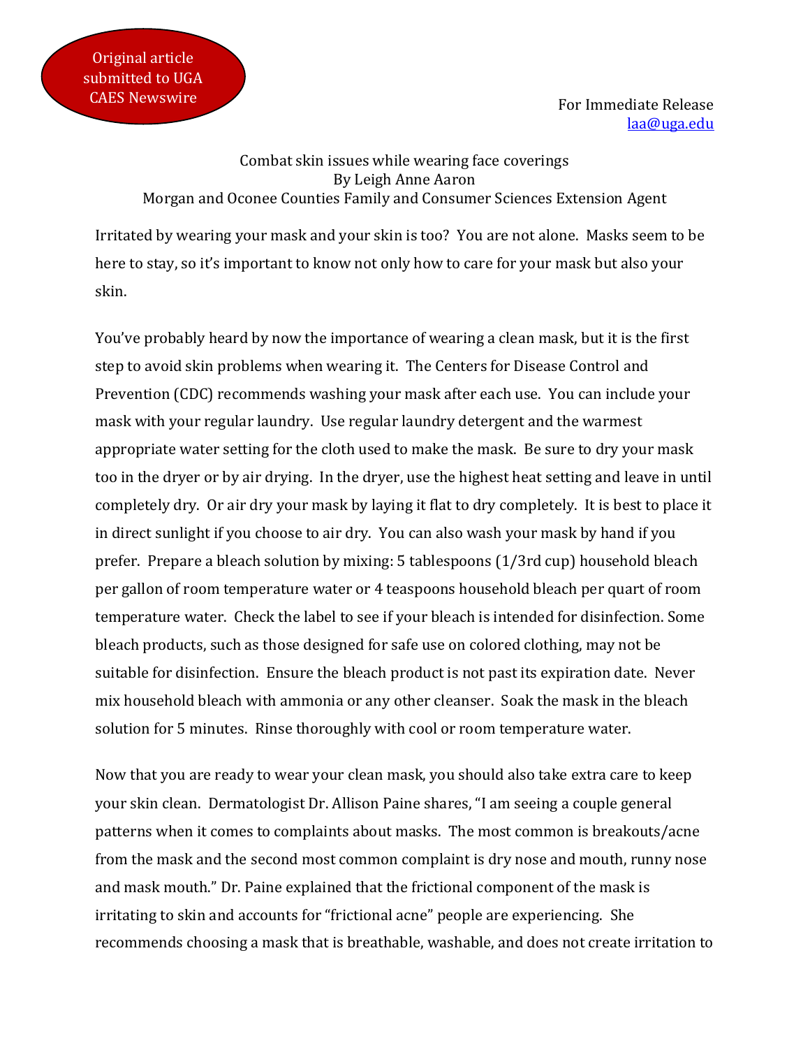Original article submitted to UGA CAES Newswire

For Immediate Release
laa@uga.edu

Combat skin issues while wearing face coverings
By Leigh Anne Aaron
Morgan and Oconee Counties Family and Consumer Sciences Extension Agent

Irritated by wearing your mask and your skin is too? You are not alone. Masks seem to be here to stay, so it's important to know not only how to care for your mask but also your skin.

You've probably heard by now the importance of wearing a clean mask, but it is the first step to avoid skin problems when wearing it. The Centers for Disease Control and Prevention (CDC) recommends washing your mask after each use. You can include your mask with your regular laundry. Use regular laundry detergent and the warmest appropriate water setting for the cloth used to make the mask. Be sure to dry your mask too in the dryer or by air drying. In the dryer, use the highest heat setting and leave in until completely dry. Or air dry your mask by laying it flat to dry completely. It is best to place it in direct sunlight if you choose to air dry. You can also wash your mask by hand if you prefer. Prepare a bleach solution by mixing: 5 tablespoons (1/3rd cup) household bleach per gallon of room temperature water or 4 teaspoons household bleach per quart of room temperature water. Check the label to see if your bleach is intended for disinfection. Some bleach products, such as those designed for safe use on colored clothing, may not be suitable for disinfection. Ensure the bleach product is not past its expiration date. Never mix household bleach with ammonia or any other cleanser. Soak the mask in the bleach solution for 5 minutes. Rinse thoroughly with cool or room temperature water.

Now that you are ready to wear your clean mask, you should also take extra care to keep your skin clean. Dermatologist Dr. Allison Paine shares, "I am seeing a couple general patterns when it comes to complaints about masks. The most common is breakouts/acne from the mask and the second most common complaint is dry nose and mouth, runny nose and mask mouth." Dr. Paine explained that the frictional component of the mask is irritating to skin and accounts for "frictional acne" people are experiencing. She recommends choosing a mask that is breathable, washable, and does not create irritation to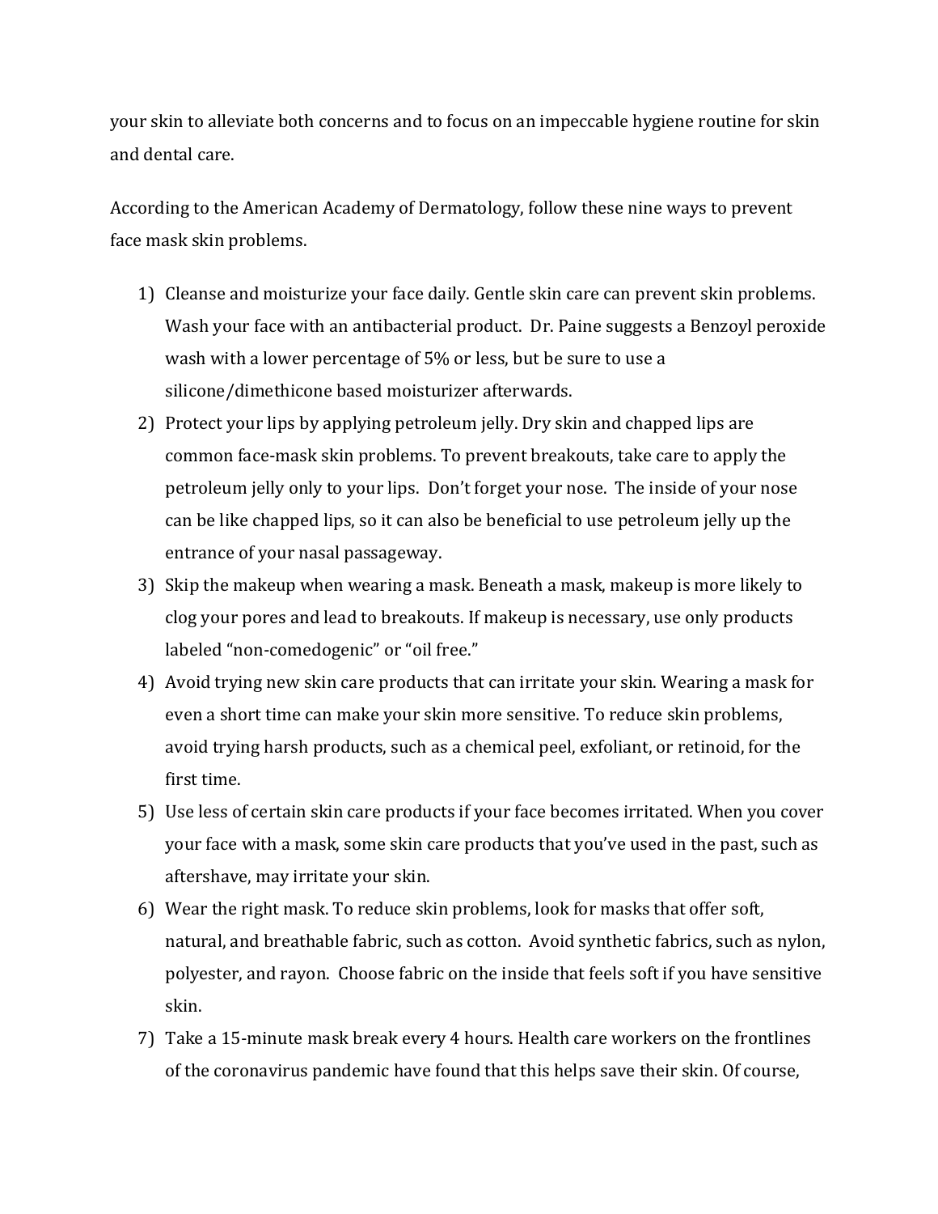your skin to alleviate both concerns and to focus on an impeccable hygiene routine for skin and dental care.

According to the American Academy of Dermatology, follow these nine ways to prevent face mask skin problems.

1) Cleanse and moisturize your face daily. Gentle skin care can prevent skin problems. Wash your face with an antibacterial product. Dr. Paine suggests a Benzoyl peroxide wash with a lower percentage of 5% or less, but be sure to use a silicone/dimethicone based moisturizer afterwards.
2) Protect your lips by applying petroleum jelly. Dry skin and chapped lips are common face-mask skin problems. To prevent breakouts, take care to apply the petroleum jelly only to your lips. Don't forget your nose. The inside of your nose can be like chapped lips, so it can also be beneficial to use petroleum jelly up the entrance of your nasal passageway.
3) Skip the makeup when wearing a mask. Beneath a mask, makeup is more likely to clog your pores and lead to breakouts. If makeup is necessary, use only products labeled "non-comedogenic" or "oil free."
4) Avoid trying new skin care products that can irritate your skin. Wearing a mask for even a short time can make your skin more sensitive. To reduce skin problems, avoid trying harsh products, such as a chemical peel, exfoliant, or retinoid, for the first time.
5) Use less of certain skin care products if your face becomes irritated. When you cover your face with a mask, some skin care products that you've used in the past, such as aftershave, may irritate your skin.
6) Wear the right mask. To reduce skin problems, look for masks that offer soft, natural, and breathable fabric, such as cotton. Avoid synthetic fabrics, such as nylon, polyester, and rayon. Choose fabric on the inside that feels soft if you have sensitive skin.
7) Take a 15-minute mask break every 4 hours. Health care workers on the frontlines of the coronavirus pandemic have found that this helps save their skin. Of course,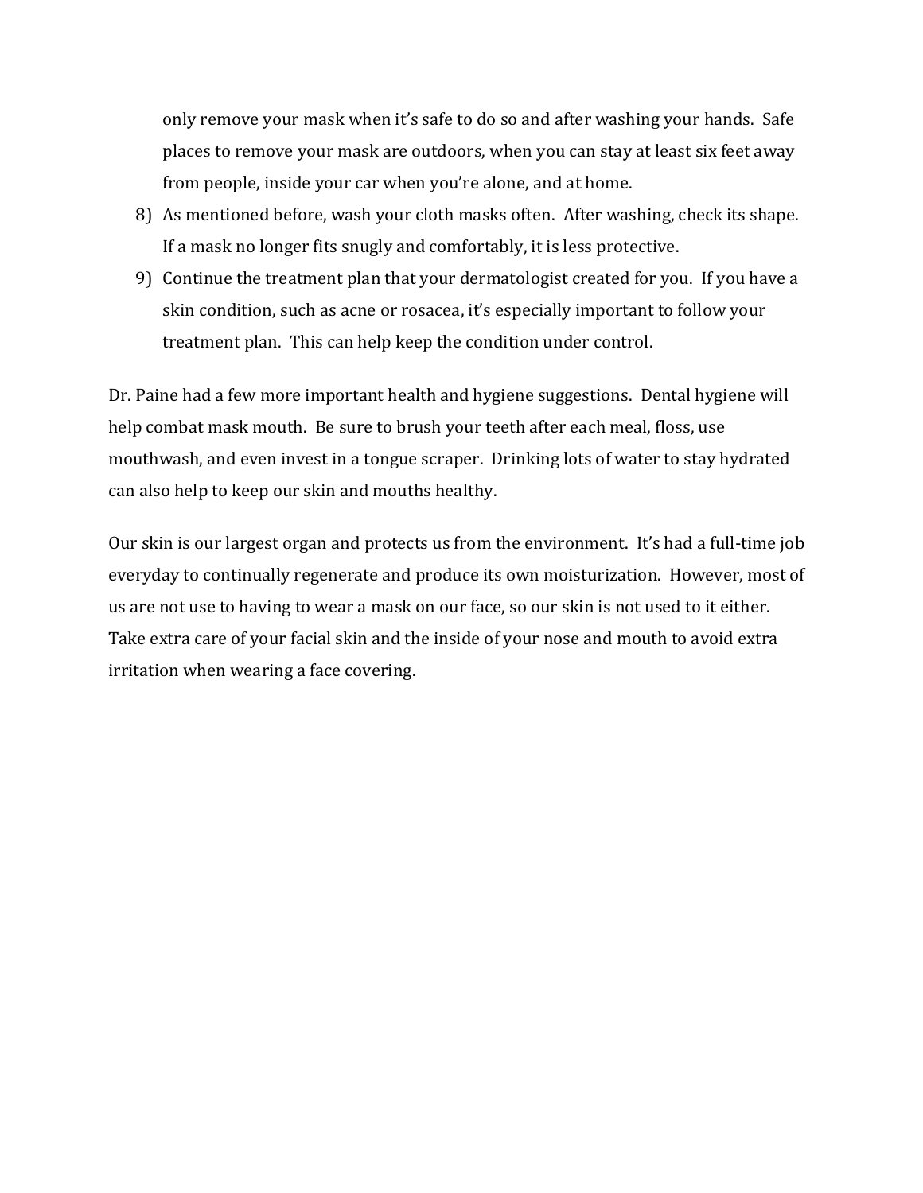only remove your mask when it's safe to do so and after washing your hands. Safe places to remove your mask are outdoors, when you can stay at least six feet away from people, inside your car when you're alone, and at home.

8) As mentioned before, wash your cloth masks often. After washing, check its shape. If a mask no longer fits snugly and comfortably, it is less protective.
9) Continue the treatment plan that your dermatologist created for you. If you have a skin condition, such as acne or rosacea, it's especially important to follow your treatment plan. This can help keep the condition under control.

Dr. Paine had a few more important health and hygiene suggestions. Dental hygiene will help combat mask mouth. Be sure to brush your teeth after each meal, floss, use mouthwash, and even invest in a tongue scraper. Drinking lots of water to stay hydrated can also help to keep our skin and mouths healthy.

Our skin is our largest organ and protects us from the environment. It's had a full-time job everyday to continually regenerate and produce its own moisturization. However, most of us are not use to having to wear a mask on our face, so our skin is not used to it either. Take extra care of your facial skin and the inside of your nose and mouth to avoid extra irritation when wearing a face covering.